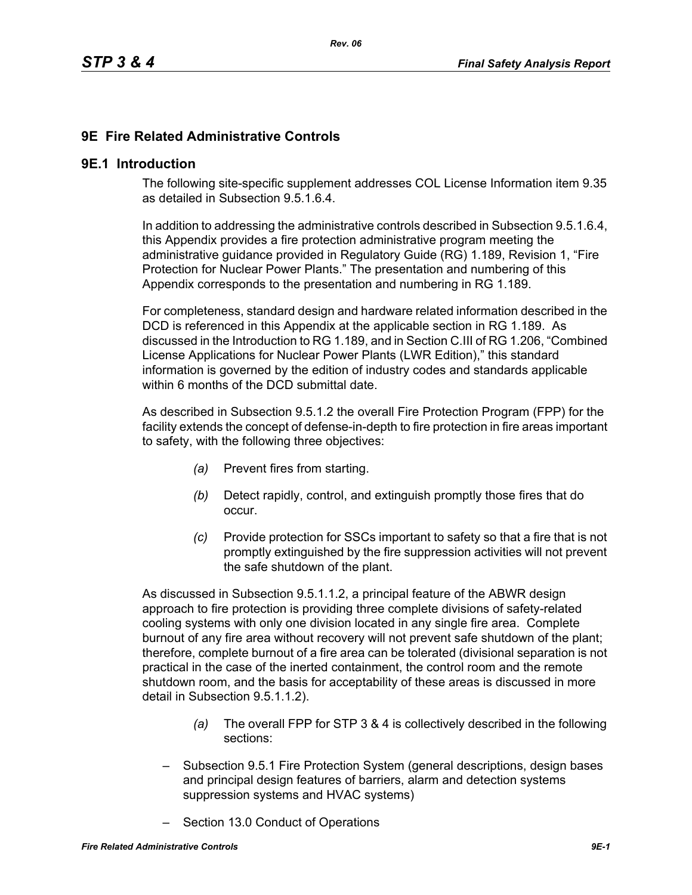# 9E Fire Related Administrative Controls

## 9E.1 Introduction

The following site-specific supplement addresses COL License Information item 9.35 as detailed in Subsection 9.5.1.6.4.

In addition to addressing the administrative controls described in Subsection 9.5.1.6.4, this Appendix provides a fire protection administrative program meeting the administrative guidance provided in Regulatory Guide (RG) 1.189, Revision 1, "Fire Protection for Nuclear Power Plants." The presentation and numbering of this Appendix corresponds to the presentation and numbering in RG 1.189.

For completeness, standard design and hardware related information described in the DCD is referenced in this Appendix at the applicable section in RG 1.189. As discussed in the Introduction to RG 1.189, and in Section C.III of RG 1.206, "Combined License Applications for Nuclear Power Plants (LWR Edition)," this standard information is governed by the edition of industry codes and standards applicable within 6 months of the DCD submittal date.

As described in Subsection 9.5.1.2 the overall Fire Protection Program (FPP) for the facility extends the concept of defense-in-depth to fire protection in fire areas important to safety, with the following three objectives:

*(a)* Prevent fires from starting.

*(b)* Detect rapidly, control, and extinguish promptly those fires that do occur.

*(c)* Provide protection for SSCs important to safety so that a fire that is not promptly extinguished by the fire suppression activities will not prevent the safe shutdown of the plant.

As discussed in Subsection 9.5.1.1.2, a principal feature of the ABWR design approach to fire protection is providing three complete divisions of safety-related cooling systems with only one division located in any single fire area. Complete burnout of any fire area without recovery will not prevent safe shutdown of the plant; therefore, complete burnout of a fire area can be tolerated (divisional separation is not practical in the case of the inerted containment, the control room and the remote shutdown room, and the basis for acceptability of these areas is discussed in more detail in Subsection 9.5.1.1.2).

*(a)* The overall FPP for STP 3 & 4 is collectively described in the following sections:

– Subsection 9.5.1 Fire Protection System (general descriptions, design bases and principal design features of barriers, alarm and detection systems suppression systems and HVAC systems)

– Section 13.0 Conduct of Operations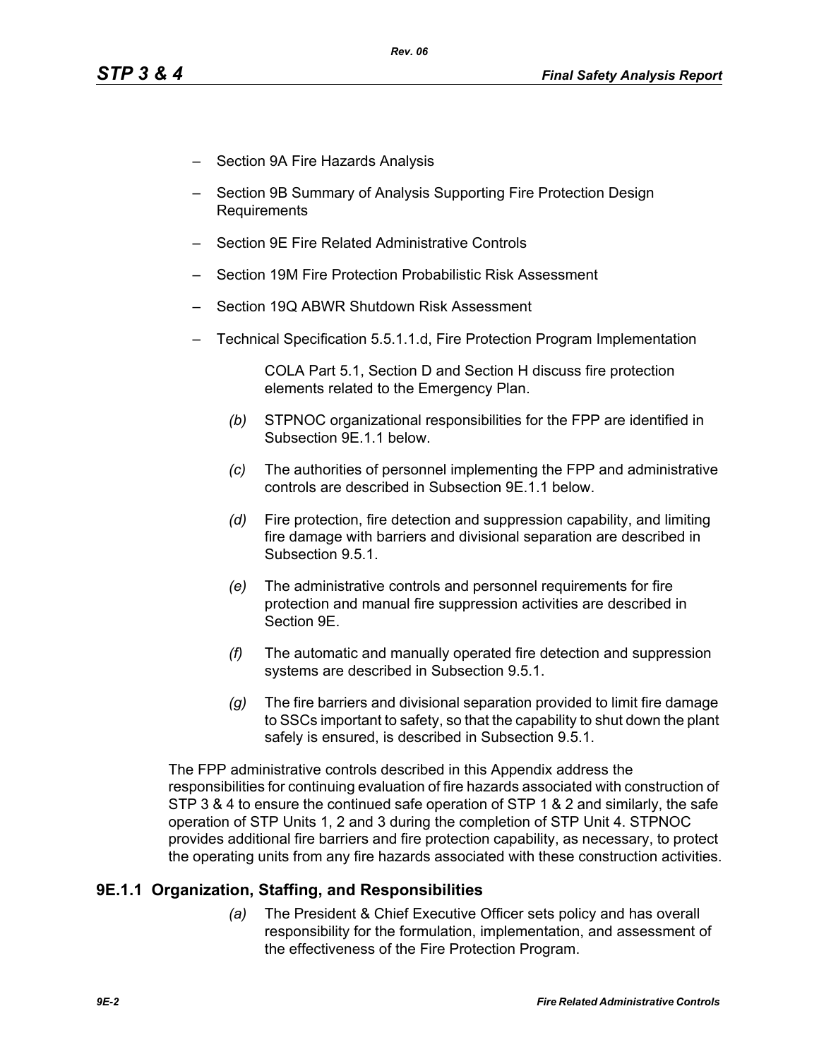- Section 9A Fire Hazards Analysis
- Section 9B Summary of Analysis Supporting Fire Protection Design Requirements
- Section 9E Fire Related Administrative Controls
- Section 19M Fire Protection Probabilistic Risk Assessment
- Section 19Q ABWR Shutdown Risk Assessment
- Technical Specification 5.5.1.1.d, Fire Protection Program Implementation

  COLA Part 5.1, Section D and Section H discuss fire protection elements related to the Emergency Plan.

*(b)* STPNOC organizational responsibilities for the FPP are identified in Subsection 9E.1.1 below.

*(c)* The authorities of personnel implementing the FPP and administrative controls are described in Subsection 9E.1.1 below.

*(d)* Fire protection, fire detection and suppression capability, and limiting fire damage with barriers and divisional separation are described in Subsection 9.5.1.

*(e)* The administrative controls and personnel requirements for fire protection and manual fire suppression activities are described in Section 9E.

*(f)* The automatic and manually operated fire detection and suppression systems are described in Subsection 9.5.1.

*(g)* The fire barriers and divisional separation provided to limit fire damage to SSCs important to safety, so that the capability to shut down the plant safely is ensured, is described in Subsection 9.5.1.

The FPP administrative controls described in this Appendix address the responsibilities for continuing evaluation of fire hazards associated with construction of STP 3 & 4 to ensure the continued safe operation of STP 1 & 2 and similarly, the safe operation of STP Units 1, 2 and 3 during the completion of STP Unit 4. STPNOC provides additional fire barriers and fire protection capability, as necessary, to protect the operating units from any fire hazards associated with these construction activities.

## 9E.1.1 Organization, Staffing, and Responsibilities

*(a)* The President & Chief Executive Officer sets policy and has overall responsibility for the formulation, implementation, and assessment of the effectiveness of the Fire Protection Program.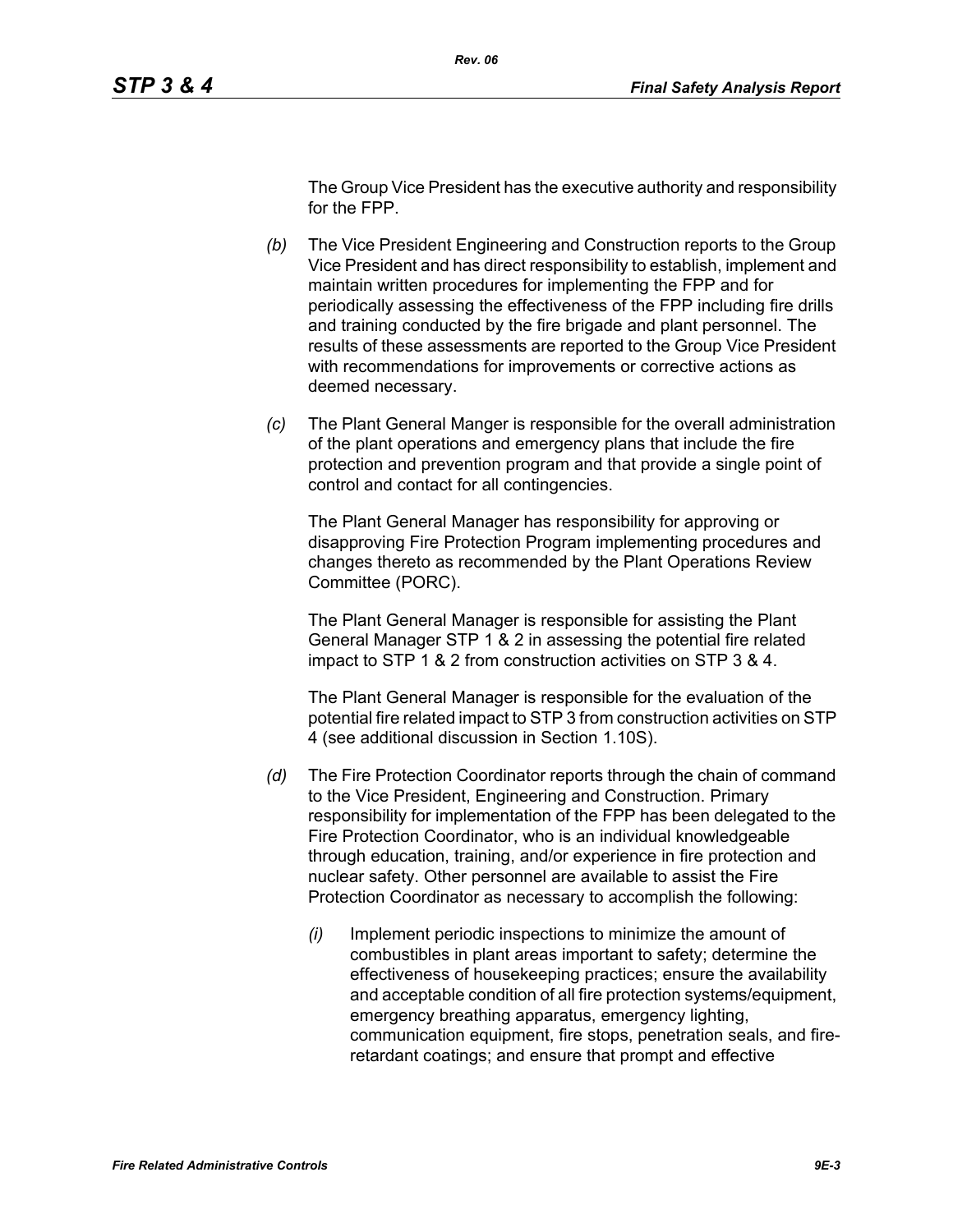The Group Vice President has the executive authority and responsibility for the FPP.

*(b)* The Vice President Engineering and Construction reports to the Group Vice President and has direct responsibility to establish, implement and maintain written procedures for implementing the FPP and for periodically assessing the effectiveness of the FPP including fire drills and training conducted by the fire brigade and plant personnel. The results of these assessments are reported to the Group Vice President with recommendations for improvements or corrective actions as deemed necessary.

*(c)* The Plant General Manger is responsible for the overall administration of the plant operations and emergency plans that include the fire protection and prevention program and that provide a single point of control and contact for all contingencies.

The Plant General Manager has responsibility for approving or disapproving Fire Protection Program implementing procedures and changes thereto as recommended by the Plant Operations Review Committee (PORC).

The Plant General Manager is responsible for assisting the Plant General Manager STP 1 & 2 in assessing the potential fire related impact to STP 1 & 2 from construction activities on STP 3 & 4.

The Plant General Manager is responsible for the evaluation of the potential fire related impact to STP 3 from construction activities on STP 4 (see additional discussion in Section 1.10S).

*(d)* The Fire Protection Coordinator reports through the chain of command to the Vice President, Engineering and Construction. Primary responsibility for implementation of the FPP has been delegated to the Fire Protection Coordinator, who is an individual knowledgeable through education, training, and/or experience in fire protection and nuclear safety. Other personnel are available to assist the Fire Protection Coordinator as necessary to accomplish the following:

*(i)* Implement periodic inspections to minimize the amount of combustibles in plant areas important to safety; determine the effectiveness of housekeeping practices; ensure the availability and acceptable condition of all fire protection systems/equipment, emergency breathing apparatus, emergency lighting, communication equipment, fire stops, penetration seals, and fire-retardant coatings; and ensure that prompt and effective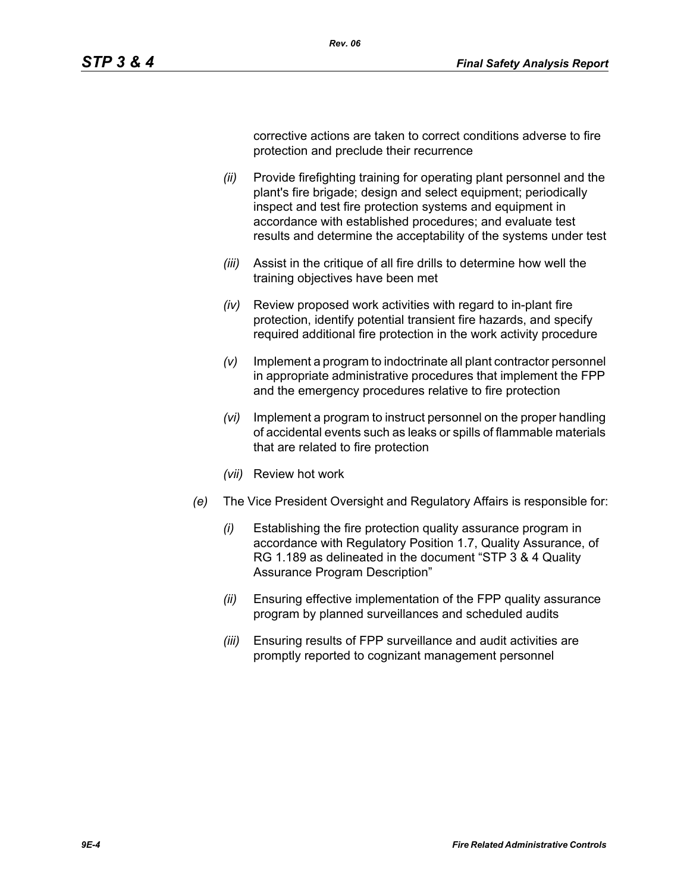corrective actions are taken to correct conditions adverse to fire protection and preclude their recurrence

*(ii)* Provide firefighting training for operating plant personnel and the plant's fire brigade; design and select equipment; periodically inspect and test fire protection systems and equipment in accordance with established procedures; and evaluate test results and determine the acceptability of the systems under test

*(iii)* Assist in the critique of all fire drills to determine how well the training objectives have been met

*(iv)* Review proposed work activities with regard to in-plant fire protection, identify potential transient fire hazards, and specify required additional fire protection in the work activity procedure

*(v)* Implement a program to indoctrinate all plant contractor personnel in appropriate administrative procedures that implement the FPP and the emergency procedures relative to fire protection

*(vi)* Implement a program to instruct personnel on the proper handling of accidental events such as leaks or spills of flammable materials that are related to fire protection

*(vii)* Review hot work

*(e)* The Vice President Oversight and Regulatory Affairs is responsible for:

*(i)* Establishing the fire protection quality assurance program in accordance with Regulatory Position 1.7, Quality Assurance, of RG 1.189 as delineated in the document "STP 3 & 4 Quality Assurance Program Description"

*(ii)* Ensuring effective implementation of the FPP quality assurance program by planned surveillances and scheduled audits

*(iii)* Ensuring results of FPP surveillance and audit activities are promptly reported to cognizant management personnel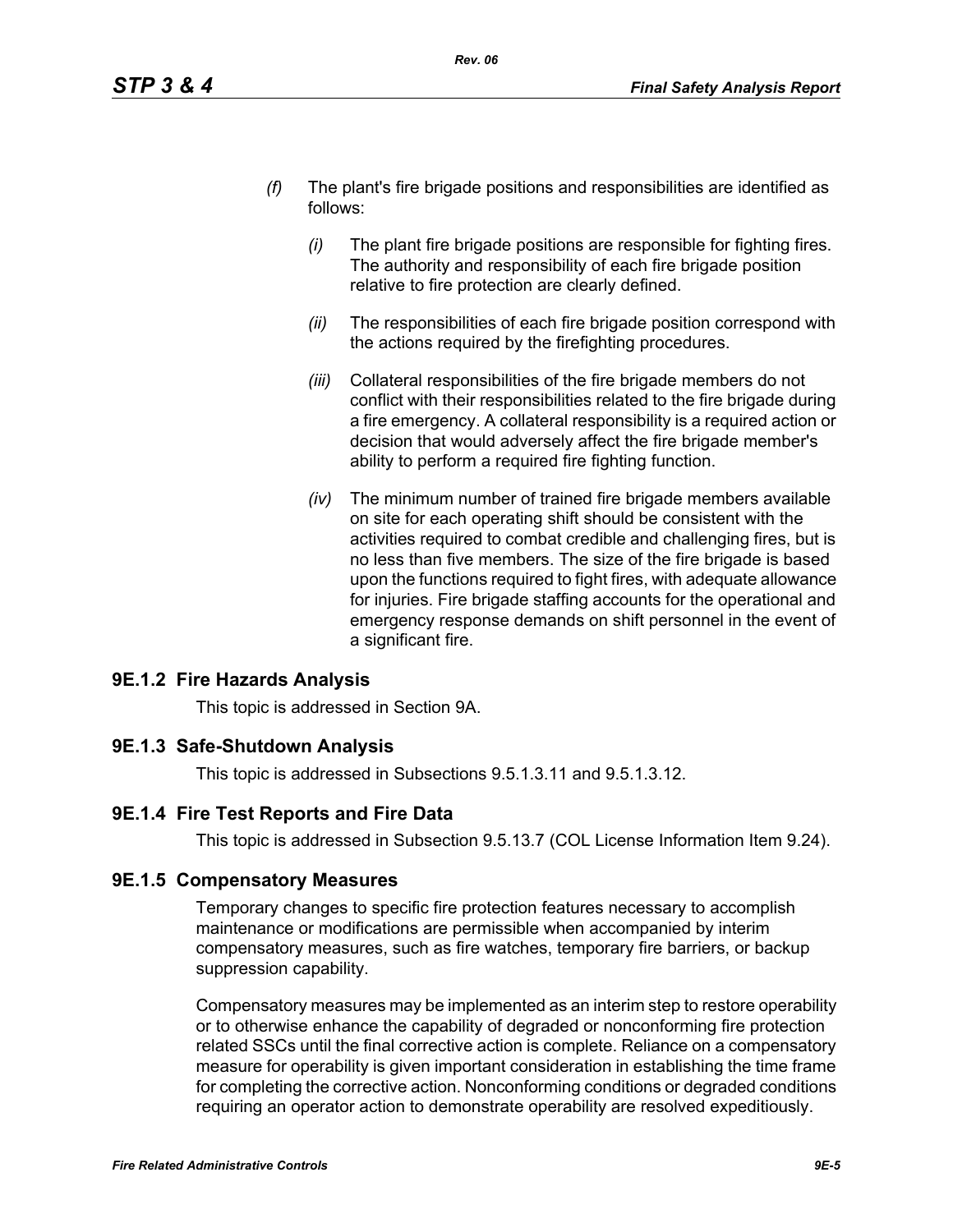*(f)* The plant's fire brigade positions and responsibilities are identified as follows:

*(i)* The plant fire brigade positions are responsible for fighting fires. The authority and responsibility of each fire brigade position relative to fire protection are clearly defined.

*(ii)* The responsibilities of each fire brigade position correspond with the actions required by the firefighting procedures.

*(iii)* Collateral responsibilities of the fire brigade members do not conflict with their responsibilities related to the fire brigade during a fire emergency. A collateral responsibility is a required action or decision that would adversely affect the fire brigade member's ability to perform a required fire fighting function.

*(iv)* The minimum number of trained fire brigade members available on site for each operating shift should be consistent with the activities required to combat credible and challenging fires, but is no less than five members. The size of the fire brigade is based upon the functions required to fight fires, with adequate allowance for injuries. Fire brigade staffing accounts for the operational and emergency response demands on shift personnel in the event of a significant fire.

### 9E.1.2 Fire Hazards Analysis

This topic is addressed in Section 9A.

### 9E.1.3 Safe-Shutdown Analysis

This topic is addressed in Subsections 9.5.1.3.11 and 9.5.1.3.12.

### 9E.1.4 Fire Test Reports and Fire Data

This topic is addressed in Subsection 9.5.13.7 (COL License Information Item 9.24).

### 9E.1.5 Compensatory Measures

Temporary changes to specific fire protection features necessary to accomplish maintenance or modifications are permissible when accompanied by interim compensatory measures, such as fire watches, temporary fire barriers, or backup suppression capability.

Compensatory measures may be implemented as an interim step to restore operability or to otherwise enhance the capability of degraded or nonconforming fire protection related SSCs until the final corrective action is complete. Reliance on a compensatory measure for operability is given important consideration in establishing the time frame for completing the corrective action. Nonconforming conditions or degraded conditions requiring an operator action to demonstrate operability are resolved expeditiously.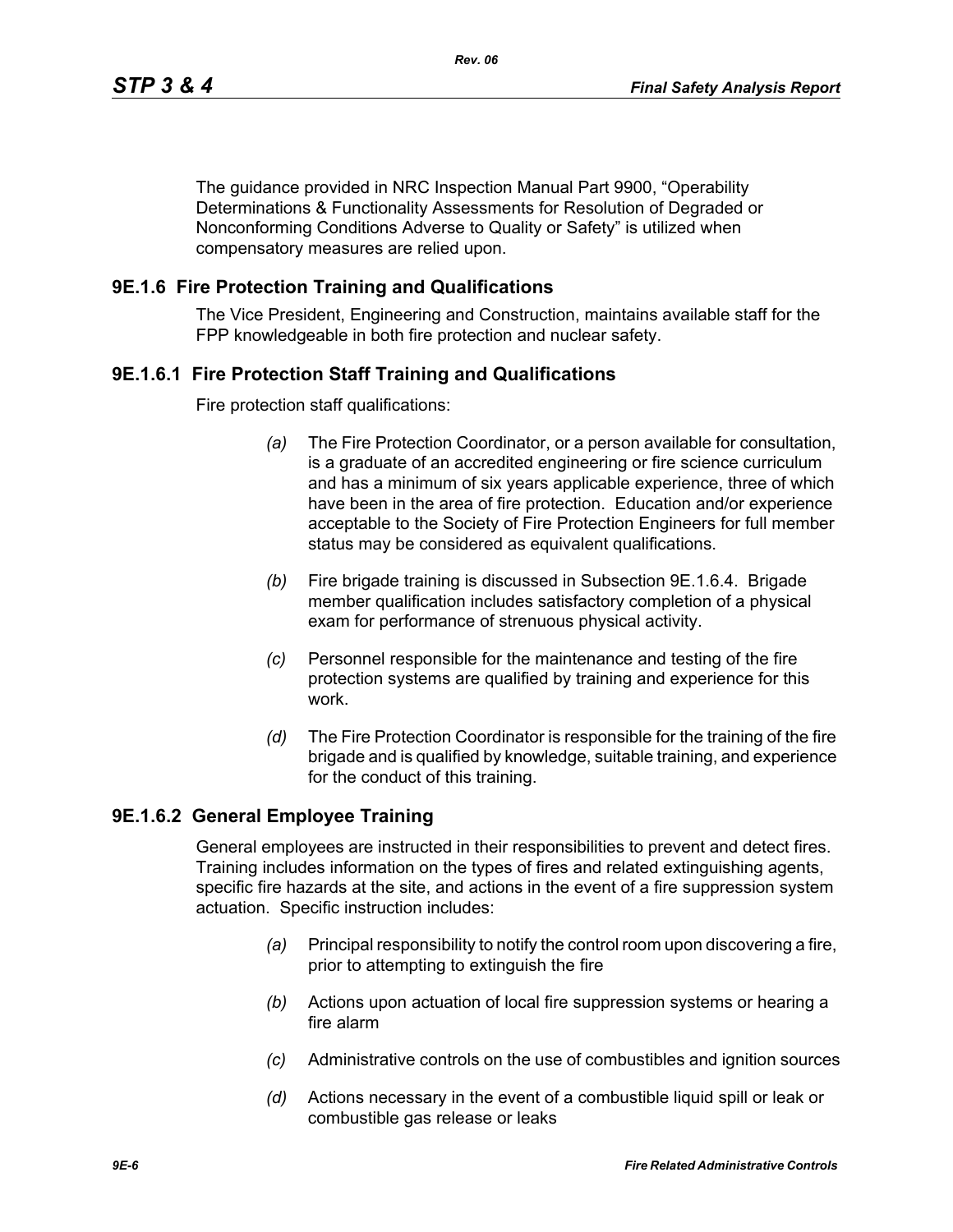The guidance provided in NRC Inspection Manual Part 9900, “Operability Determinations & Functionality Assessments for Resolution of Degraded or Nonconforming Conditions Adverse to Quality or Safety” is utilized when compensatory measures are relied upon.

## 9E.1.6 Fire Protection Training and Qualifications

The Vice President, Engineering and Construction, maintains available staff for the FPP knowledgeable in both fire protection and nuclear safety.

### 9E.1.6.1 Fire Protection Staff Training and Qualifications

Fire protection staff qualifications:

*(a)* The Fire Protection Coordinator, or a person available for consultation, is a graduate of an accredited engineering or fire science curriculum and has a minimum of six years applicable experience, three of which have been in the area of fire protection. Education and/or experience acceptable to the Society of Fire Protection Engineers for full member status may be considered as equivalent qualifications.

*(b)* Fire brigade training is discussed in Subsection 9E.1.6.4. Brigade member qualification includes satisfactory completion of a physical exam for performance of strenuous physical activity.

*(c)* Personnel responsible for the maintenance and testing of the fire protection systems are qualified by training and experience for this work.

*(d)* The Fire Protection Coordinator is responsible for the training of the fire brigade and is qualified by knowledge, suitable training, and experience for the conduct of this training.

### 9E.1.6.2 General Employee Training

General employees are instructed in their responsibilities to prevent and detect fires. Training includes information on the types of fires and related extinguishing agents, specific fire hazards at the site, and actions in the event of a fire suppression system actuation. Specific instruction includes:

*(a)* Principal responsibility to notify the control room upon discovering a fire, prior to attempting to extinguish the fire

*(b)* Actions upon actuation of local fire suppression systems or hearing a fire alarm

*(c)* Administrative controls on the use of combustibles and ignition sources

*(d)* Actions necessary in the event of a combustible liquid spill or leak or combustible gas release or leaks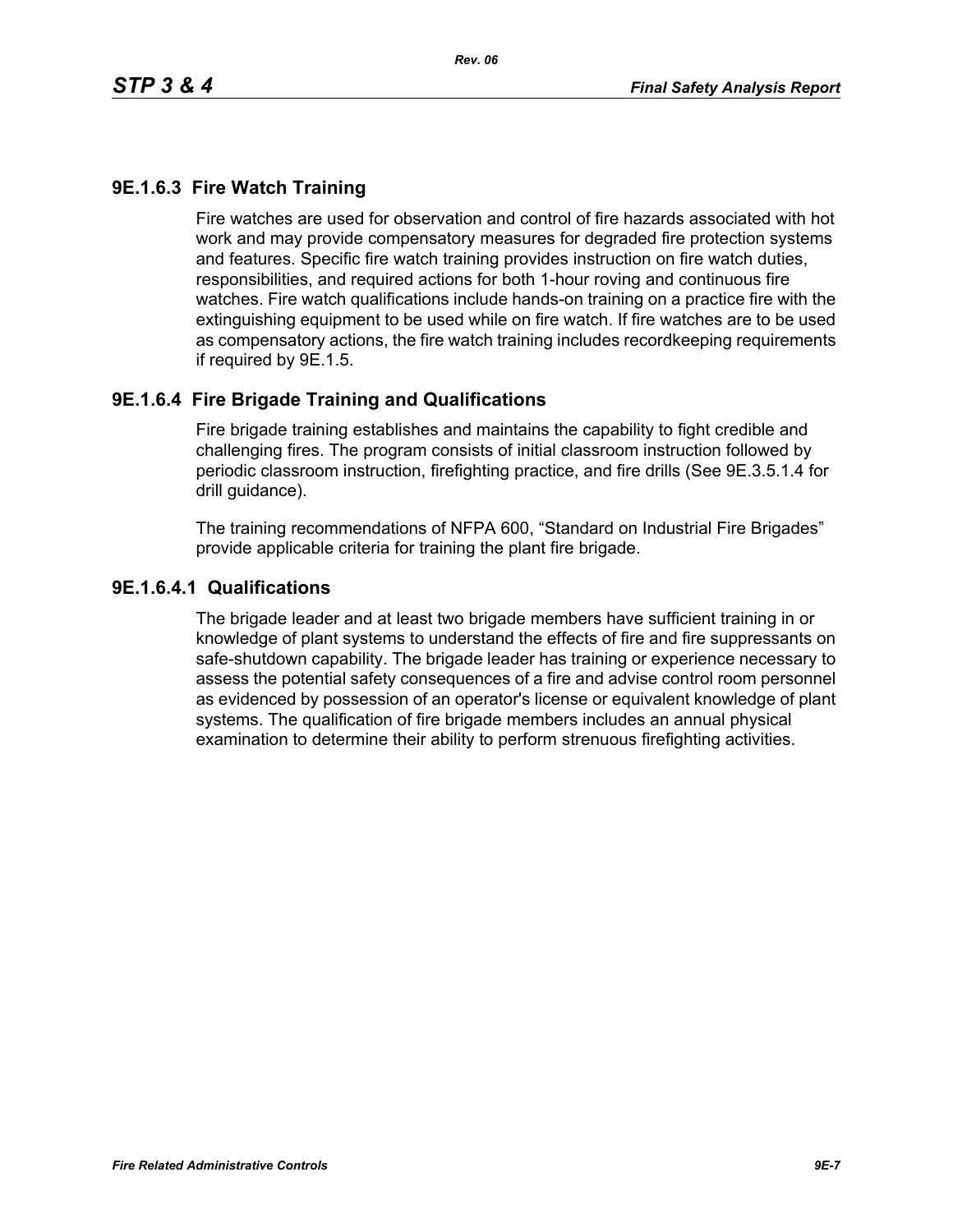### 9E.1.6.3 Fire Watch Training

Fire watches are used for observation and control of fire hazards associated with hot work and may provide compensatory measures for degraded fire protection systems and features. Specific fire watch training provides instruction on fire watch duties, responsibilities, and required actions for both 1-hour roving and continuous fire watches. Fire watch qualifications include hands-on training on a practice fire with the extinguishing equipment to be used while on fire watch. If fire watches are to be used as compensatory actions, the fire watch training includes recordkeeping requirements if required by 9E.1.5.

### 9E.1.6.4 Fire Brigade Training and Qualifications

Fire brigade training establishes and maintains the capability to fight credible and challenging fires. The program consists of initial classroom instruction followed by periodic classroom instruction, firefighting practice, and fire drills (See 9E.3.5.1.4 for drill guidance).

The training recommendations of NFPA 600, “Standard on Industrial Fire Brigades” provide applicable criteria for training the plant fire brigade.

#### 9E.1.6.4.1 Qualifications

The brigade leader and at least two brigade members have sufficient training in or knowledge of plant systems to understand the effects of fire and fire suppressants on safe-shutdown capability. The brigade leader has training or experience necessary to assess the potential safety consequences of a fire and advise control room personnel as evidenced by possession of an operator's license or equivalent knowledge of plant systems. The qualification of fire brigade members includes an annual physical examination to determine their ability to perform strenuous firefighting activities.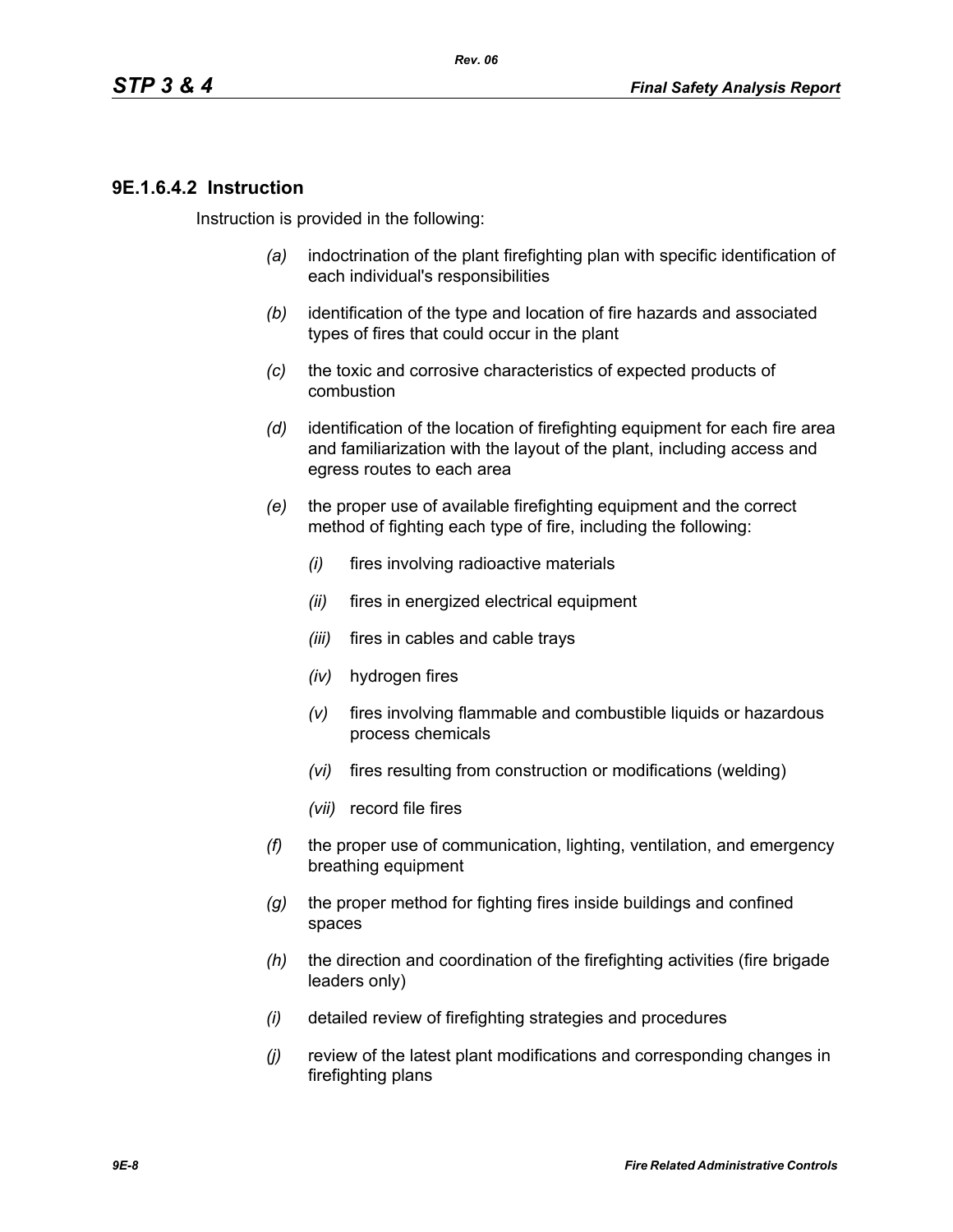### 9E.1.6.4.2 Instruction

Instruction is provided in the following:

*(a)* indoctrination of the plant firefighting plan with specific identification of each individual's responsibilities

*(b)* identification of the type and location of fire hazards and associated types of fires that could occur in the plant

*(c)* the toxic and corrosive characteristics of expected products of combustion

*(d)* identification of the location of firefighting equipment for each fire area and familiarization with the layout of the plant, including access and egress routes to each area

*(e)* the proper use of available firefighting equipment and the correct method of fighting each type of fire, including the following:

- *(i)* fires involving radioactive materials
- *(ii)* fires in energized electrical equipment
- *(iii)* fires in cables and cable trays
- *(iv)* hydrogen fires
- *(v)* fires involving flammable and combustible liquids or hazardous process chemicals
- *(vi)* fires resulting from construction or modifications (welding)
- *(vii)* record file fires

*(f)* the proper use of communication, lighting, ventilation, and emergency breathing equipment

*(g)* the proper method for fighting fires inside buildings and confined spaces

*(h)* the direction and coordination of the firefighting activities (fire brigade leaders only)

*(i)* detailed review of firefighting strategies and procedures

*(j)* review of the latest plant modifications and corresponding changes in firefighting plans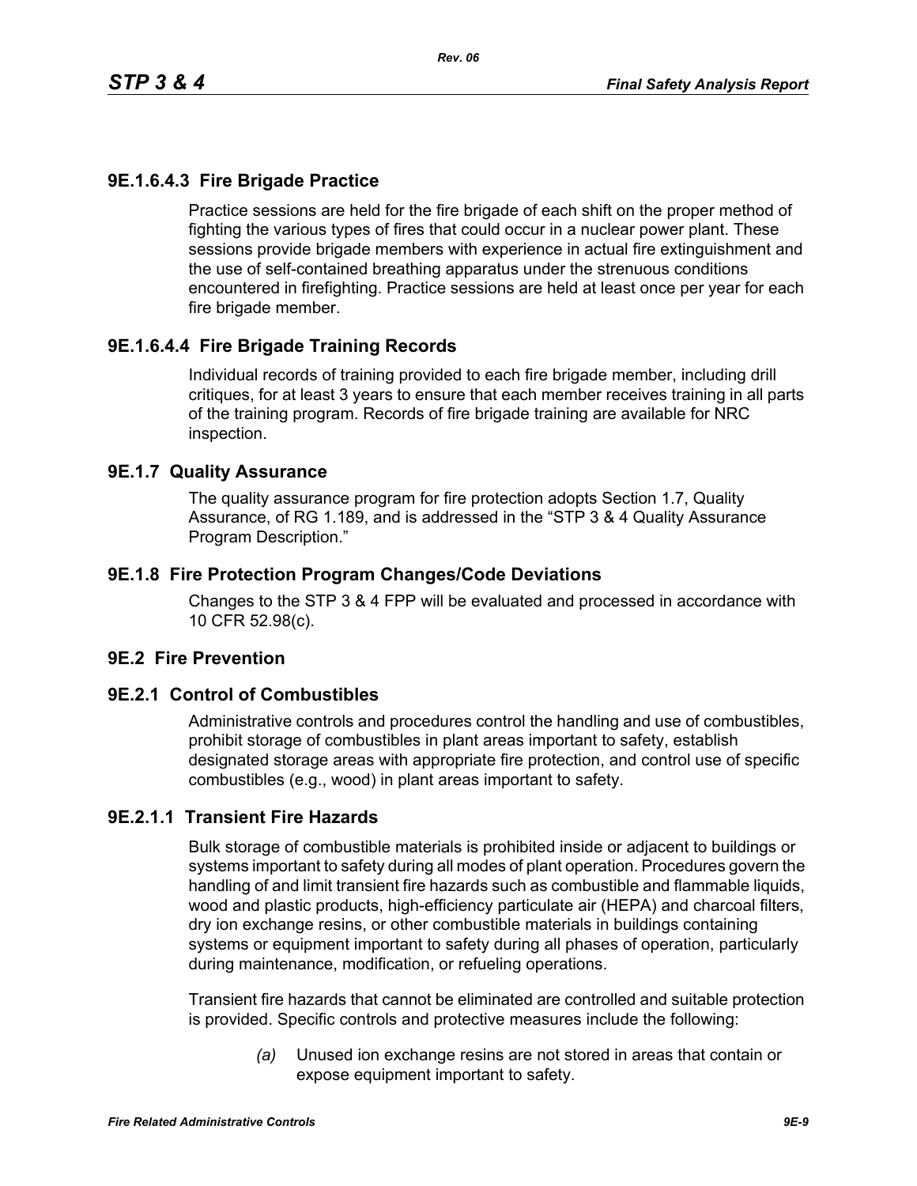### 9E.1.6.4.3 Fire Brigade Practice

Practice sessions are held for the fire brigade of each shift on the proper method of fighting the various types of fires that could occur in a nuclear power plant. These sessions provide brigade members with experience in actual fire extinguishment and the use of self-contained breathing apparatus under the strenuous conditions encountered in firefighting. Practice sessions are held at least once per year for each fire brigade member.

### 9E.1.6.4.4 Fire Brigade Training Records

Individual records of training provided to each fire brigade member, including drill critiques, for at least 3 years to ensure that each member receives training in all parts of the training program. Records of fire brigade training are available for NRC inspection.

## 9E.1.7 Quality Assurance

The quality assurance program for fire protection adopts Section 1.7, Quality Assurance, of RG 1.189, and is addressed in the "STP 3 & 4 Quality Assurance Program Description."

## 9E.1.8 Fire Protection Program Changes/Code Deviations

Changes to the STP 3 & 4 FPP will be evaluated and processed in accordance with 10 CFR 52.98(c).

# 9E.2 Fire Prevention

## 9E.2.1 Control of Combustibles

Administrative controls and procedures control the handling and use of combustibles, prohibit storage of combustibles in plant areas important to safety, establish designated storage areas with appropriate fire protection, and control use of specific combustibles (e.g., wood) in plant areas important to safety.

### 9E.2.1.1 Transient Fire Hazards

Bulk storage of combustible materials is prohibited inside or adjacent to buildings or systems important to safety during all modes of plant operation. Procedures govern the handling of and limit transient fire hazards such as combustible and flammable liquids, wood and plastic products, high-efficiency particulate air (HEPA) and charcoal filters, dry ion exchange resins, or other combustible materials in buildings containing systems or equipment important to safety during all phases of operation, particularly during maintenance, modification, or refueling operations.

Transient fire hazards that cannot be eliminated are controlled and suitable protection is provided. Specific controls and protective measures include the following:

*(a)* Unused ion exchange resins are not stored in areas that contain or expose equipment important to safety.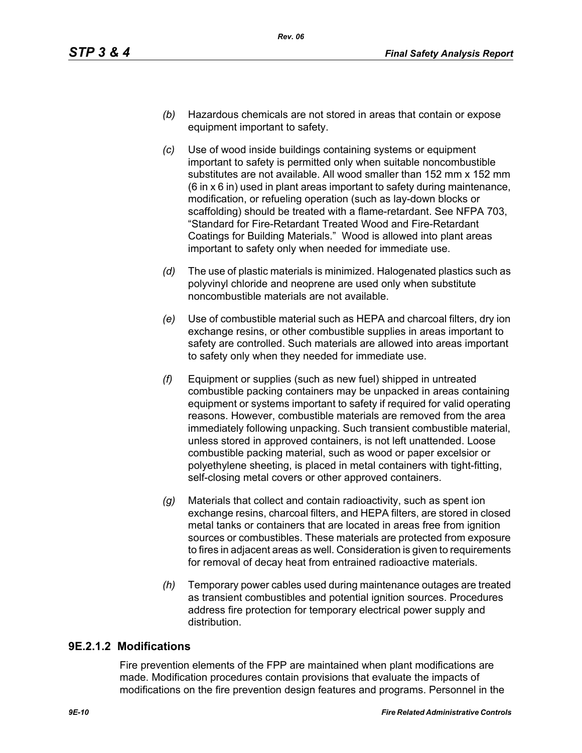*(b)* Hazardous chemicals are not stored in areas that contain or expose equipment important to safety.

*(c)* Use of wood inside buildings containing systems or equipment important to safety is permitted only when suitable noncombustible substitutes are not available. All wood smaller than 152 mm x 152 mm (6 in x 6 in) used in plant areas important to safety during maintenance, modification, or refueling operation (such as lay-down blocks or scaffolding) should be treated with a flame-retardant. See NFPA 703, "Standard for Fire-Retardant Treated Wood and Fire-Retardant Coatings for Building Materials." Wood is allowed into plant areas important to safety only when needed for immediate use.

*(d)* The use of plastic materials is minimized. Halogenated plastics such as polyvinyl chloride and neoprene are used only when substitute noncombustible materials are not available.

*(e)* Use of combustible material such as HEPA and charcoal filters, dry ion exchange resins, or other combustible supplies in areas important to safety are controlled. Such materials are allowed into areas important to safety only when they needed for immediate use.

*(f)* Equipment or supplies (such as new fuel) shipped in untreated combustible packing containers may be unpacked in areas containing equipment or systems important to safety if required for valid operating reasons. However, combustible materials are removed from the area immediately following unpacking. Such transient combustible material, unless stored in approved containers, is not left unattended. Loose combustible packing material, such as wood or paper excelsior or polyethylene sheeting, is placed in metal containers with tight-fitting, self-closing metal covers or other approved containers.

*(g)* Materials that collect and contain radioactivity, such as spent ion exchange resins, charcoal filters, and HEPA filters, are stored in closed metal tanks or containers that are located in areas free from ignition sources or combustibles. These materials are protected from exposure to fires in adjacent areas as well. Consideration is given to requirements for removal of decay heat from entrained radioactive materials.

*(h)* Temporary power cables used during maintenance outages are treated as transient combustibles and potential ignition sources. Procedures address fire protection for temporary electrical power supply and distribution.

### 9E.2.1.2 Modifications

Fire prevention elements of the FPP are maintained when plant modifications are made. Modification procedures contain provisions that evaluate the impacts of modifications on the fire prevention design features and programs. Personnel in the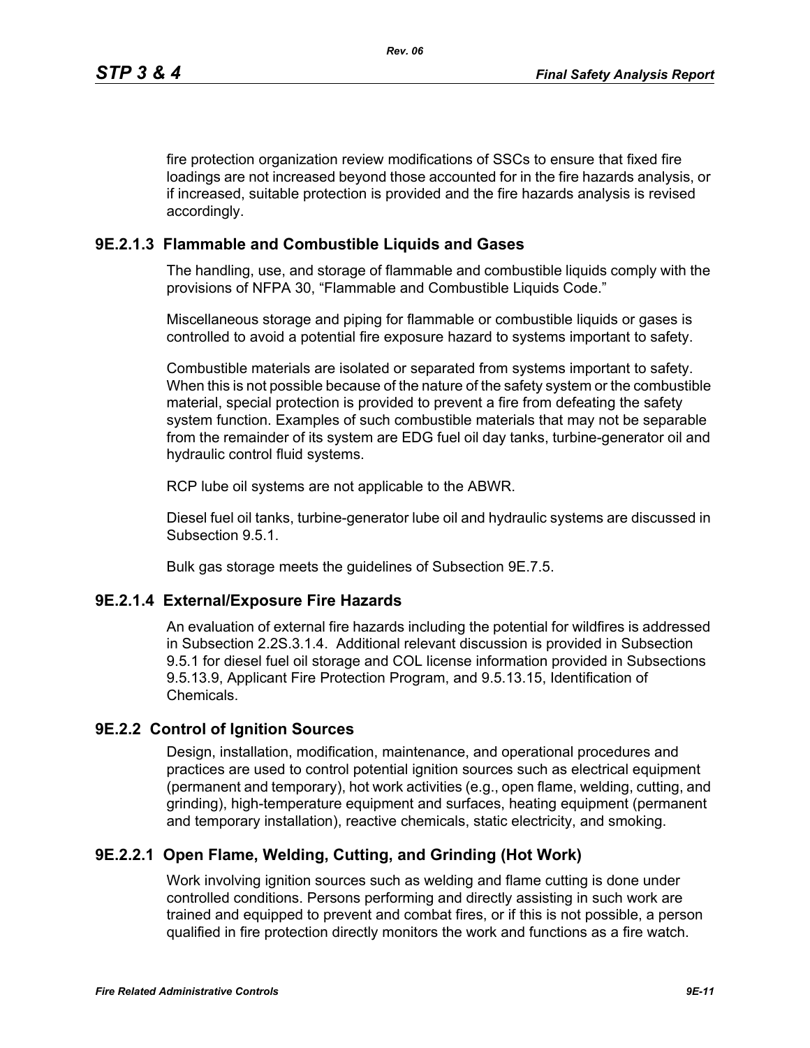fire protection organization review modifications of SSCs to ensure that fixed fire loadings are not increased beyond those accounted for in the fire hazards analysis, or if increased, suitable protection is provided and the fire hazards analysis is revised accordingly.

### 9E.2.1.3 Flammable and Combustible Liquids and Gases

The handling, use, and storage of flammable and combustible liquids comply with the provisions of NFPA 30, "Flammable and Combustible Liquids Code."

Miscellaneous storage and piping for flammable or combustible liquids or gases is controlled to avoid a potential fire exposure hazard to systems important to safety.

Combustible materials are isolated or separated from systems important to safety. When this is not possible because of the nature of the safety system or the combustible material, special protection is provided to prevent a fire from defeating the safety system function. Examples of such combustible materials that may not be separable from the remainder of its system are EDG fuel oil day tanks, turbine-generator oil and hydraulic control fluid systems.

RCP lube oil systems are not applicable to the ABWR.

Diesel fuel oil tanks, turbine-generator lube oil and hydraulic systems are discussed in Subsection 9.5.1.

Bulk gas storage meets the guidelines of Subsection 9E.7.5.

### 9E.2.1.4 External/Exposure Fire Hazards

An evaluation of external fire hazards including the potential for wildfires is addressed in Subsection 2.2S.3.1.4. Additional relevant discussion is provided in Subsection 9.5.1 for diesel fuel oil storage and COL license information provided in Subsections 9.5.13.9, Applicant Fire Protection Program, and 9.5.13.15, Identification of Chemicals.

## 9E.2.2 Control of Ignition Sources

Design, installation, modification, maintenance, and operational procedures and practices are used to control potential ignition sources such as electrical equipment (permanent and temporary), hot work activities (e.g., open flame, welding, cutting, and grinding), high-temperature equipment and surfaces, heating equipment (permanent and temporary installation), reactive chemicals, static electricity, and smoking.

### 9E.2.2.1 Open Flame, Welding, Cutting, and Grinding (Hot Work)

Work involving ignition sources such as welding and flame cutting is done under controlled conditions. Persons performing and directly assisting in such work are trained and equipped to prevent and combat fires, or if this is not possible, a person qualified in fire protection directly monitors the work and functions as a fire watch.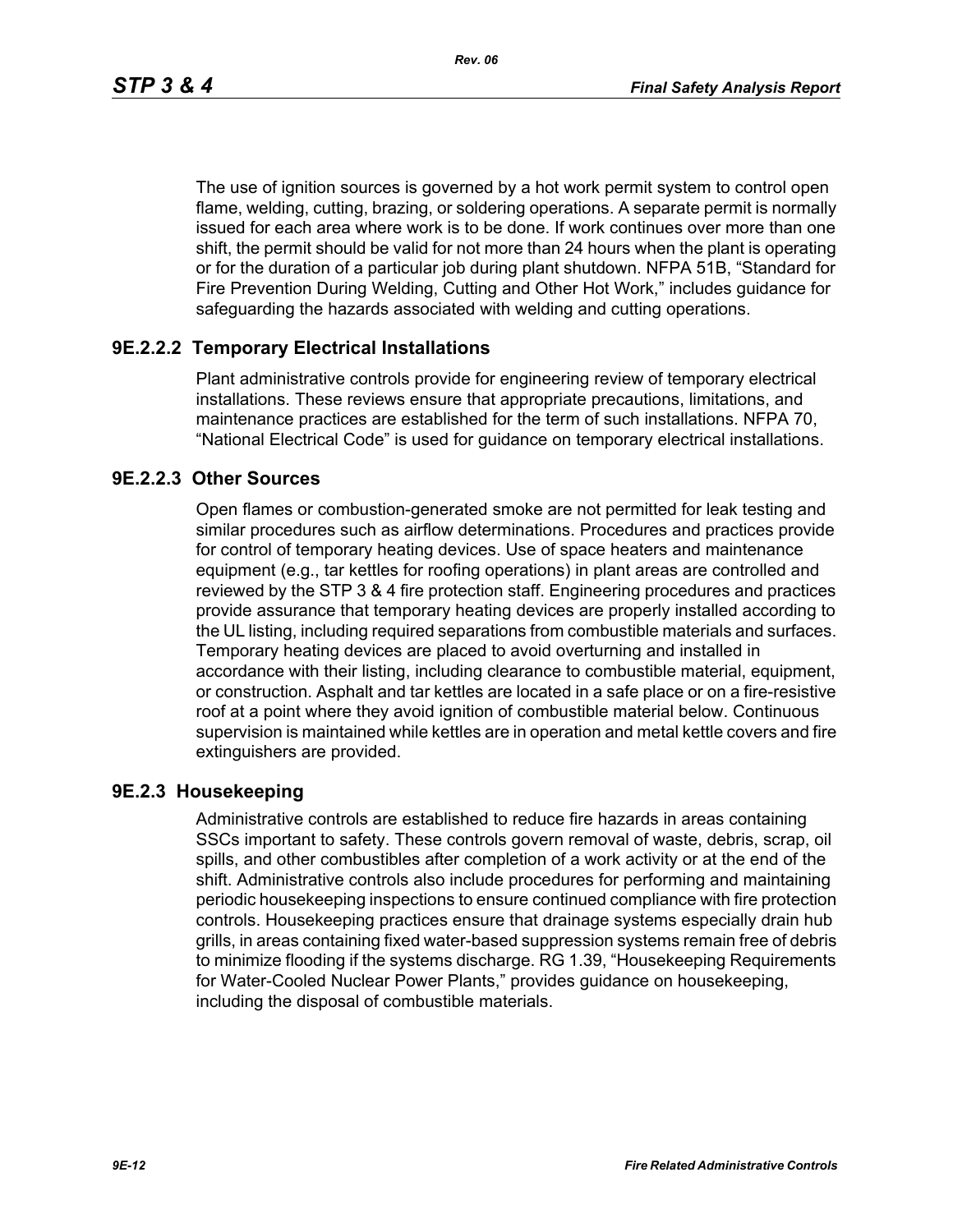The use of ignition sources is governed by a hot work permit system to control open flame, welding, cutting, brazing, or soldering operations. A separate permit is normally issued for each area where work is to be done. If work continues over more than one shift, the permit should be valid for not more than 24 hours when the plant is operating or for the duration of a particular job during plant shutdown. NFPA 51B, "Standard for Fire Prevention During Welding, Cutting and Other Hot Work," includes guidance for safeguarding the hazards associated with welding and cutting operations.

### 9E.2.2.2 Temporary Electrical Installations

Plant administrative controls provide for engineering review of temporary electrical installations. These reviews ensure that appropriate precautions, limitations, and maintenance practices are established for the term of such installations. NFPA 70, "National Electrical Code" is used for guidance on temporary electrical installations.

### 9E.2.2.3 Other Sources

Open flames or combustion-generated smoke are not permitted for leak testing and similar procedures such as airflow determinations. Procedures and practices provide for control of temporary heating devices. Use of space heaters and maintenance equipment (e.g., tar kettles for roofing operations) in plant areas are controlled and reviewed by the STP 3 & 4 fire protection staff. Engineering procedures and practices provide assurance that temporary heating devices are properly installed according to the UL listing, including required separations from combustible materials and surfaces. Temporary heating devices are placed to avoid overturning and installed in accordance with their listing, including clearance to combustible material, equipment, or construction. Asphalt and tar kettles are located in a safe place or on a fire-resistive roof at a point where they avoid ignition of combustible material below. Continuous supervision is maintained while kettles are in operation and metal kettle covers and fire extinguishers are provided.

## 9E.2.3 Housekeeping

Administrative controls are established to reduce fire hazards in areas containing SSCs important to safety. These controls govern removal of waste, debris, scrap, oil spills, and other combustibles after completion of a work activity or at the end of the shift. Administrative controls also include procedures for performing and maintaining periodic housekeeping inspections to ensure continued compliance with fire protection controls. Housekeeping practices ensure that drainage systems especially drain hub grills, in areas containing fixed water-based suppression systems remain free of debris to minimize flooding if the systems discharge. RG 1.39, "Housekeeping Requirements for Water-Cooled Nuclear Power Plants," provides guidance on housekeeping, including the disposal of combustible materials.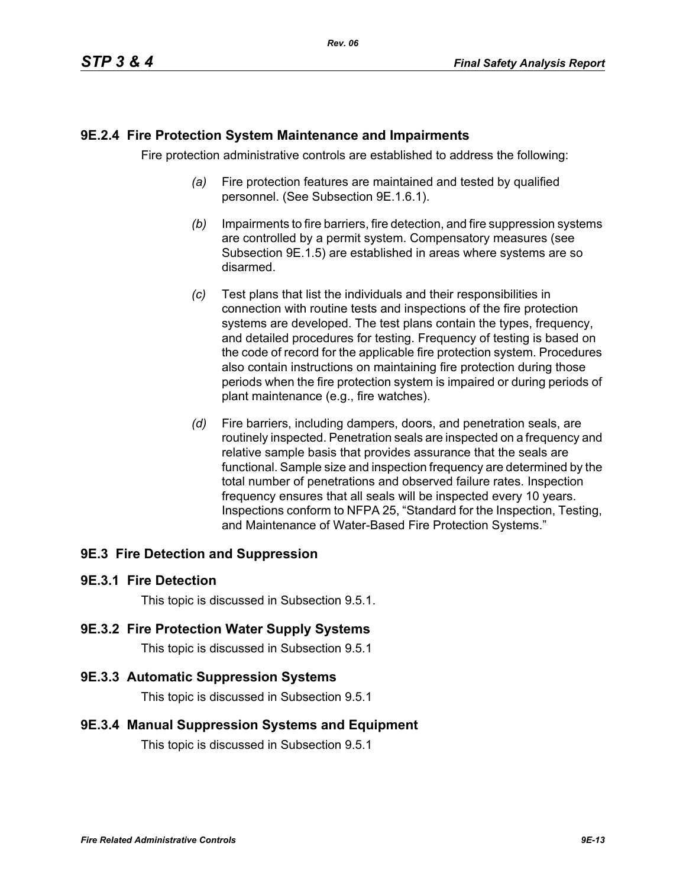## 9E.2.4 Fire Protection System Maintenance and Impairments

Fire protection administrative controls are established to address the following:

*(a)* Fire protection features are maintained and tested by qualified personnel. (See Subsection 9E.1.6.1).

*(b)* Impairments to fire barriers, fire detection, and fire suppression systems are controlled by a permit system. Compensatory measures (see Subsection 9E.1.5) are established in areas where systems are so disarmed.

*(c)* Test plans that list the individuals and their responsibilities in connection with routine tests and inspections of the fire protection systems are developed. The test plans contain the types, frequency, and detailed procedures for testing. Frequency of testing is based on the code of record for the applicable fire protection system. Procedures also contain instructions on maintaining fire protection during those periods when the fire protection system is impaired or during periods of plant maintenance (e.g., fire watches).

*(d)* Fire barriers, including dampers, doors, and penetration seals, are routinely inspected. Penetration seals are inspected on a frequency and relative sample basis that provides assurance that the seals are functional. Sample size and inspection frequency are determined by the total number of penetrations and observed failure rates. Inspection frequency ensures that all seals will be inspected every 10 years. Inspections conform to NFPA 25, "Standard for the Inspection, Testing, and Maintenance of Water-Based Fire Protection Systems."

## 9E.3 Fire Detection and Suppression

### 9E.3.1 Fire Detection

This topic is discussed in Subsection 9.5.1.

### 9E.3.2 Fire Protection Water Supply Systems

This topic is discussed in Subsection 9.5.1

### 9E.3.3 Automatic Suppression Systems

This topic is discussed in Subsection 9.5.1

### 9E.3.4 Manual Suppression Systems and Equipment

This topic is discussed in Subsection 9.5.1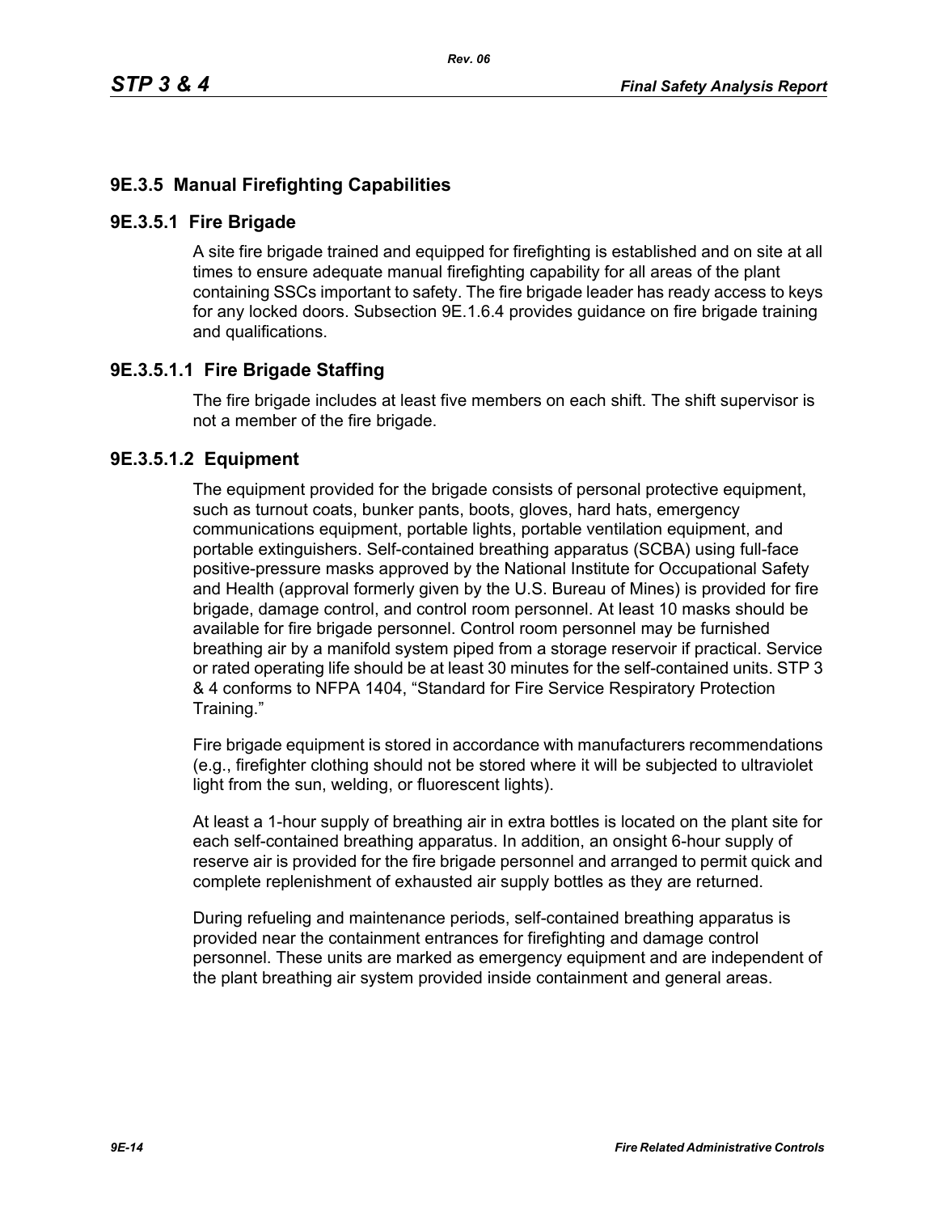## 9E.3.5 Manual Firefighting Capabilities

### 9E.3.5.1 Fire Brigade

A site fire brigade trained and equipped for firefighting is established and on site at all times to ensure adequate manual firefighting capability for all areas of the plant containing SSCs important to safety. The fire brigade leader has ready access to keys for any locked doors. Subsection 9E.1.6.4 provides guidance on fire brigade training and qualifications.

#### 9E.3.5.1.1 Fire Brigade Staffing

The fire brigade includes at least five members on each shift. The shift supervisor is not a member of the fire brigade.

#### 9E.3.5.1.2 Equipment

The equipment provided for the brigade consists of personal protective equipment, such as turnout coats, bunker pants, boots, gloves, hard hats, emergency communications equipment, portable lights, portable ventilation equipment, and portable extinguishers. Self-contained breathing apparatus (SCBA) using full-face positive-pressure masks approved by the National Institute for Occupational Safety and Health (approval formerly given by the U.S. Bureau of Mines) is provided for fire brigade, damage control, and control room personnel. At least 10 masks should be available for fire brigade personnel. Control room personnel may be furnished breathing air by a manifold system piped from a storage reservoir if practical. Service or rated operating life should be at least 30 minutes for the self-contained units. STP 3 & 4 conforms to NFPA 1404, “Standard for Fire Service Respiratory Protection Training.”

Fire brigade equipment is stored in accordance with manufacturers recommendations (e.g., firefighter clothing should not be stored where it will be subjected to ultraviolet light from the sun, welding, or fluorescent lights).

At least a 1-hour supply of breathing air in extra bottles is located on the plant site for each self-contained breathing apparatus. In addition, an onsight 6-hour supply of reserve air is provided for the fire brigade personnel and arranged to permit quick and complete replenishment of exhausted air supply bottles as they are returned.

During refueling and maintenance periods, self-contained breathing apparatus is provided near the containment entrances for firefighting and damage control personnel. These units are marked as emergency equipment and are independent of the plant breathing air system provided inside containment and general areas.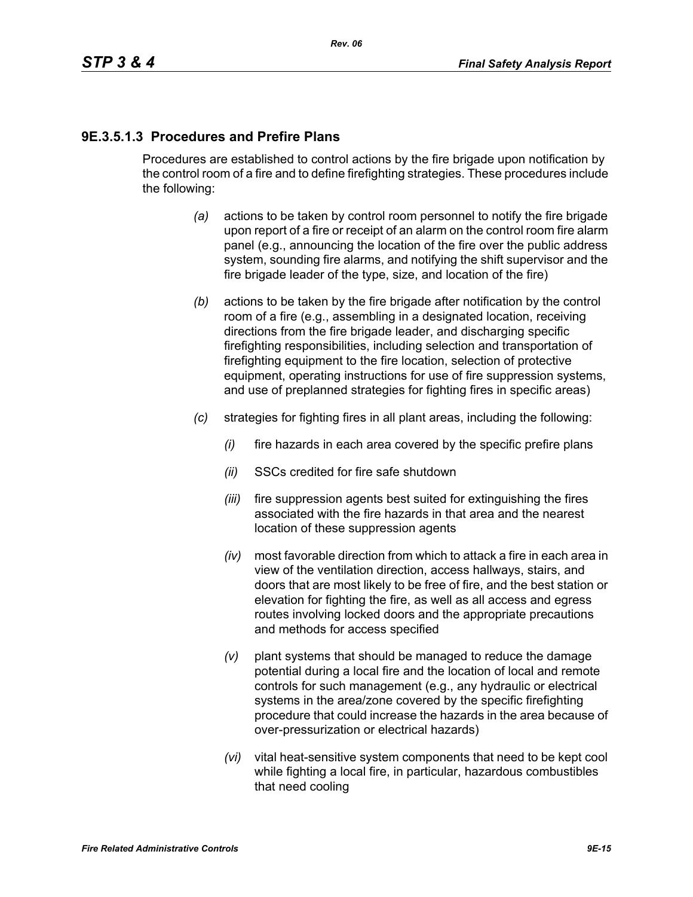### 9E.3.5.1.3 Procedures and Prefire Plans

Procedures are established to control actions by the fire brigade upon notification by the control room of a fire and to define firefighting strategies. These procedures include the following:

*(a)* actions to be taken by control room personnel to notify the fire brigade upon report of a fire or receipt of an alarm on the control room fire alarm panel (e.g., announcing the location of the fire over the public address system, sounding fire alarms, and notifying the shift supervisor and the fire brigade leader of the type, size, and location of the fire)

*(b)* actions to be taken by the fire brigade after notification by the control room of a fire (e.g., assembling in a designated location, receiving directions from the fire brigade leader, and discharging specific firefighting responsibilities, including selection and transportation of firefighting equipment to the fire location, selection of protective equipment, operating instructions for use of fire suppression systems, and use of preplanned strategies for fighting fires in specific areas)

*(c)* strategies for fighting fires in all plant areas, including the following:

- *(i)* fire hazards in each area covered by the specific prefire plans
- *(ii)* SSCs credited for fire safe shutdown
- *(iii)* fire suppression agents best suited for extinguishing the fires associated with the fire hazards in that area and the nearest location of these suppression agents
- *(iv)* most favorable direction from which to attack a fire in each area in view of the ventilation direction, access hallways, stairs, and doors that are most likely to be free of fire, and the best station or elevation for fighting the fire, as well as all access and egress routes involving locked doors and the appropriate precautions and methods for access specified
- *(v)* plant systems that should be managed to reduce the damage potential during a local fire and the location of local and remote controls for such management (e.g., any hydraulic or electrical systems in the area/zone covered by the specific firefighting procedure that could increase the hazards in the area because of over-pressurization or electrical hazards)
- *(vi)* vital heat-sensitive system components that need to be kept cool while fighting a local fire, in particular, hazardous combustibles that need cooling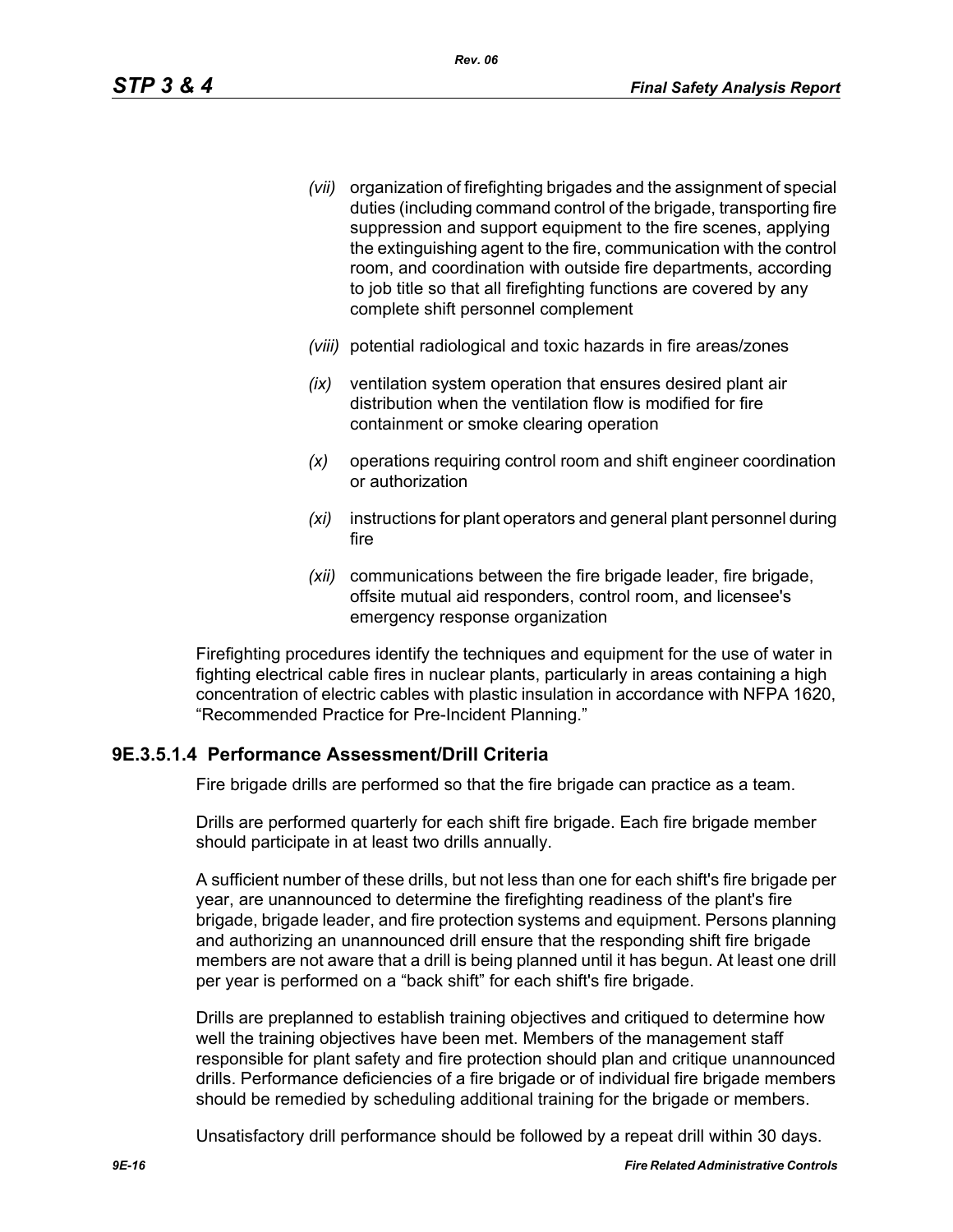*(vii)* organization of firefighting brigades and the assignment of special duties (including command control of the brigade, transporting fire suppression and support equipment to the fire scenes, applying the extinguishing agent to the fire, communication with the control room, and coordination with outside fire departments, according to job title so that all firefighting functions are covered by any complete shift personnel complement

*(viii)* potential radiological and toxic hazards in fire areas/zones

*(ix)* ventilation system operation that ensures desired plant air distribution when the ventilation flow is modified for fire containment or smoke clearing operation

*(x)* operations requiring control room and shift engineer coordination or authorization

*(xi)* instructions for plant operators and general plant personnel during fire

*(xii)* communications between the fire brigade leader, fire brigade, offsite mutual aid responders, control room, and licensee's emergency response organization

Firefighting procedures identify the techniques and equipment for the use of water in fighting electrical cable fires in nuclear plants, particularly in areas containing a high concentration of electric cables with plastic insulation in accordance with NFPA 1620, "Recommended Practice for Pre-Incident Planning."

### 9E.3.5.1.4 Performance Assessment/Drill Criteria

Fire brigade drills are performed so that the fire brigade can practice as a team.

Drills are performed quarterly for each shift fire brigade. Each fire brigade member should participate in at least two drills annually.

A sufficient number of these drills, but not less than one for each shift's fire brigade per year, are unannounced to determine the firefighting readiness of the plant's fire brigade, brigade leader, and fire protection systems and equipment. Persons planning and authorizing an unannounced drill ensure that the responding shift fire brigade members are not aware that a drill is being planned until it has begun. At least one drill per year is performed on a "back shift" for each shift's fire brigade.

Drills are preplanned to establish training objectives and critiqued to determine how well the training objectives have been met. Members of the management staff responsible for plant safety and fire protection should plan and critique unannounced drills. Performance deficiencies of a fire brigade or of individual fire brigade members should be remedied by scheduling additional training for the brigade or members.

Unsatisfactory drill performance should be followed by a repeat drill within 30 days.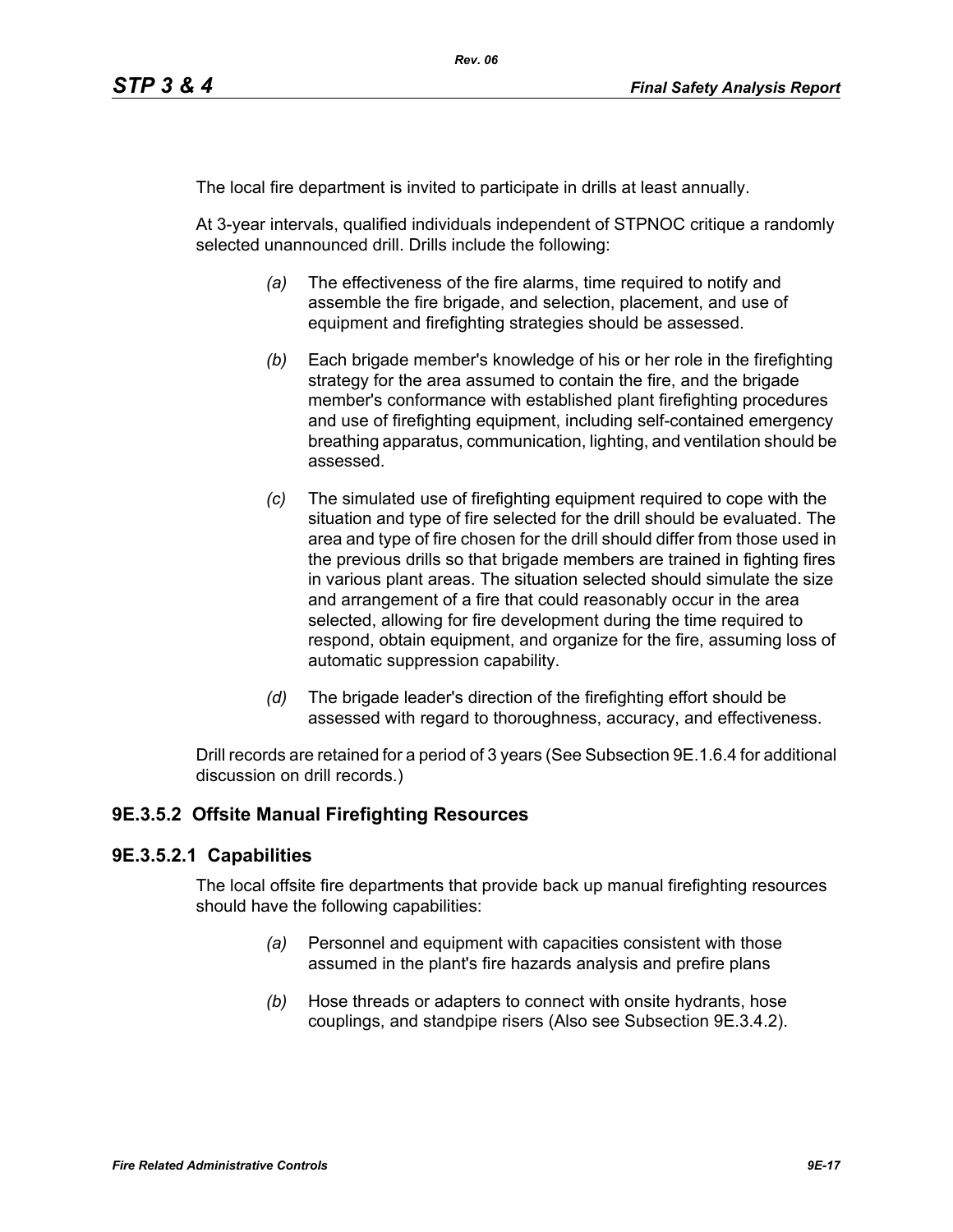The local fire department is invited to participate in drills at least annually.

At 3-year intervals, qualified individuals independent of STPNOC critique a randomly selected unannounced drill. Drills include the following:

*(a)* The effectiveness of the fire alarms, time required to notify and assemble the fire brigade, and selection, placement, and use of equipment and firefighting strategies should be assessed.

*(b)* Each brigade member's knowledge of his or her role in the firefighting strategy for the area assumed to contain the fire, and the brigade member's conformance with established plant firefighting procedures and use of firefighting equipment, including self-contained emergency breathing apparatus, communication, lighting, and ventilation should be assessed.

*(c)* The simulated use of firefighting equipment required to cope with the situation and type of fire selected for the drill should be evaluated. The area and type of fire chosen for the drill should differ from those used in the previous drills so that brigade members are trained in fighting fires in various plant areas. The situation selected should simulate the size and arrangement of a fire that could reasonably occur in the area selected, allowing for fire development during the time required to respond, obtain equipment, and organize for the fire, assuming loss of automatic suppression capability.

*(d)* The brigade leader's direction of the firefighting effort should be assessed with regard to thoroughness, accuracy, and effectiveness.

Drill records are retained for a period of 3 years (See Subsection 9E.1.6.4 for additional discussion on drill records.)

## 9E.3.5.2 Offsite Manual Firefighting Resources

### 9E.3.5.2.1 Capabilities

The local offsite fire departments that provide back up manual firefighting resources should have the following capabilities:

*(a)* Personnel and equipment with capacities consistent with those assumed in the plant's fire hazards analysis and prefire plans

*(b)* Hose threads or adapters to connect with onsite hydrants, hose couplings, and standpipe risers (Also see Subsection 9E.3.4.2).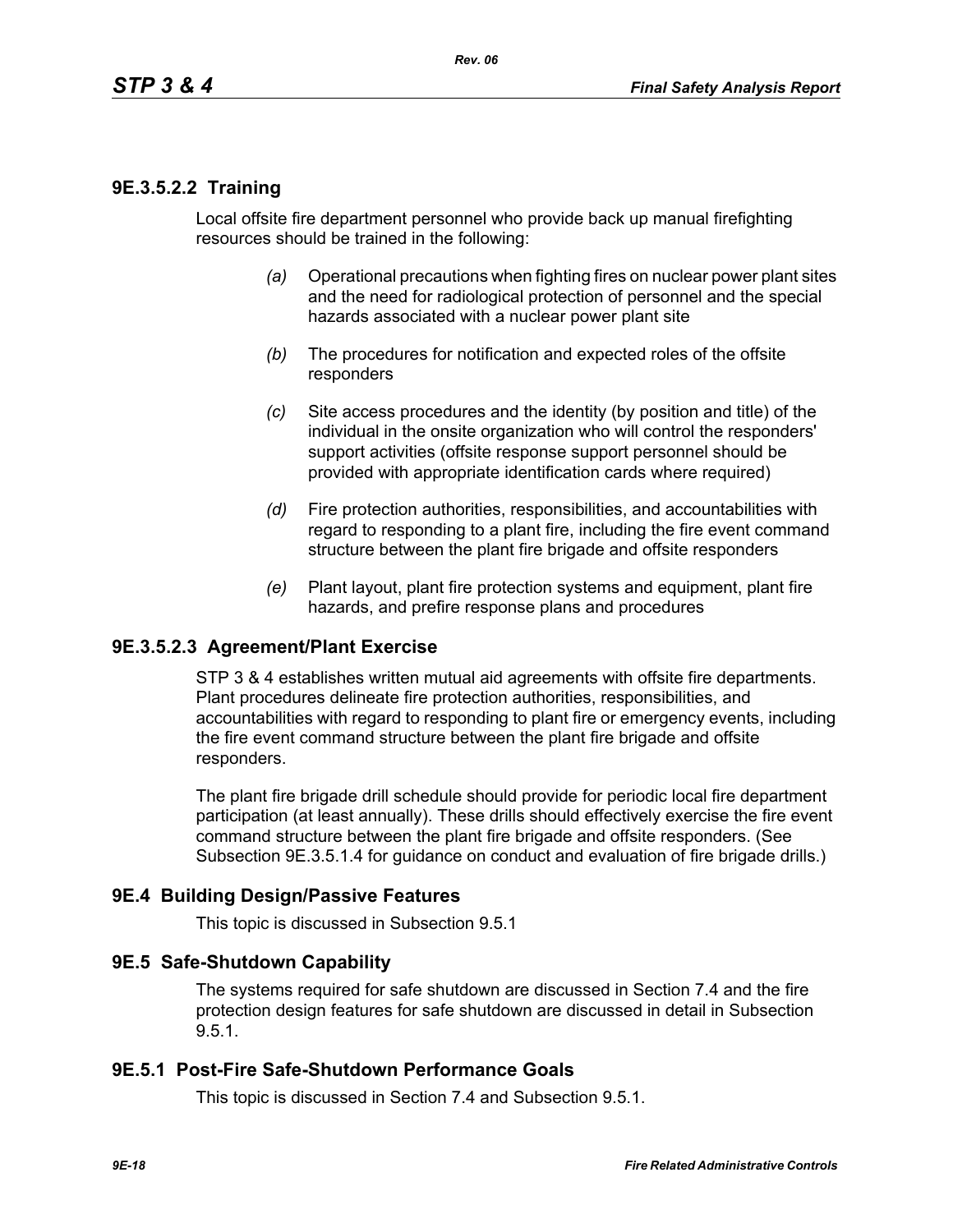### 9E.3.5.2.2 Training

Local offsite fire department personnel who provide back up manual firefighting resources should be trained in the following:

*(a)* Operational precautions when fighting fires on nuclear power plant sites and the need for radiological protection of personnel and the special hazards associated with a nuclear power plant site

*(b)* The procedures for notification and expected roles of the offsite responders

*(c)* Site access procedures and the identity (by position and title) of the individual in the onsite organization who will control the responders' support activities (offsite response support personnel should be provided with appropriate identification cards where required)

*(d)* Fire protection authorities, responsibilities, and accountabilities with regard to responding to a plant fire, including the fire event command structure between the plant fire brigade and offsite responders

*(e)* Plant layout, plant fire protection systems and equipment, plant fire hazards, and prefire response plans and procedures

### 9E.3.5.2.3 Agreement/Plant Exercise

STP 3 & 4 establishes written mutual aid agreements with offsite fire departments. Plant procedures delineate fire protection authorities, responsibilities, and accountabilities with regard to responding to plant fire or emergency events, including the fire event command structure between the plant fire brigade and offsite responders.

The plant fire brigade drill schedule should provide for periodic local fire department participation (at least annually). These drills should effectively exercise the fire event command structure between the plant fire brigade and offsite responders. (See Subsection 9E.3.5.1.4 for guidance on conduct and evaluation of fire brigade drills.)

## 9E.4 Building Design/Passive Features

This topic is discussed in Subsection 9.5.1

## 9E.5 Safe-Shutdown Capability

The systems required for safe shutdown are discussed in Section 7.4 and the fire protection design features for safe shutdown are discussed in detail in Subsection 9.5.1.

### 9E.5.1 Post-Fire Safe-Shutdown Performance Goals

This topic is discussed in Section 7.4 and Subsection 9.5.1.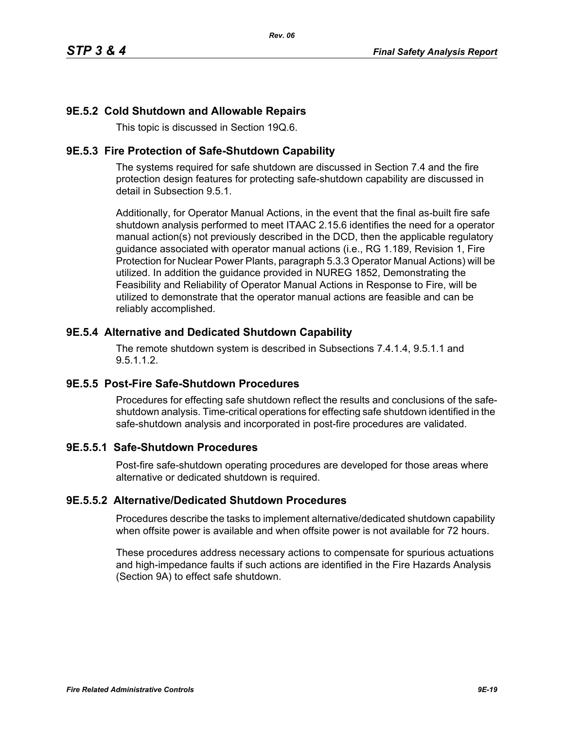## 9E.5.2 Cold Shutdown and Allowable Repairs

This topic is discussed in Section 19Q.6.

## 9E.5.3 Fire Protection of Safe-Shutdown Capability

The systems required for safe shutdown are discussed in Section 7.4 and the fire protection design features for protecting safe-shutdown capability are discussed in detail in Subsection 9.5.1.

Additionally, for Operator Manual Actions, in the event that the final as-built fire safe shutdown analysis performed to meet ITAAC 2.15.6 identifies the need for a operator manual action(s) not previously described in the DCD, then the applicable regulatory guidance associated with operator manual actions (i.e., RG 1.189, Revision 1, Fire Protection for Nuclear Power Plants, paragraph 5.3.3 Operator Manual Actions) will be utilized. In addition the guidance provided in NUREG 1852, Demonstrating the Feasibility and Reliability of Operator Manual Actions in Response to Fire, will be utilized to demonstrate that the operator manual actions are feasible and can be reliably accomplished.

## 9E.5.4 Alternative and Dedicated Shutdown Capability

The remote shutdown system is described in Subsections 7.4.1.4, 9.5.1.1 and 9.5.1.1.2.

## 9E.5.5 Post-Fire Safe-Shutdown Procedures

Procedures for effecting safe shutdown reflect the results and conclusions of the safe-shutdown analysis. Time-critical operations for effecting safe shutdown identified in the safe-shutdown analysis and incorporated in post-fire procedures are validated.

### 9E.5.5.1 Safe-Shutdown Procedures

Post-fire safe-shutdown operating procedures are developed for those areas where alternative or dedicated shutdown is required.

### 9E.5.5.2 Alternative/Dedicated Shutdown Procedures

Procedures describe the tasks to implement alternative/dedicated shutdown capability when offsite power is available and when offsite power is not available for 72 hours.

These procedures address necessary actions to compensate for spurious actuations and high-impedance faults if such actions are identified in the Fire Hazards Analysis (Section 9A) to effect safe shutdown.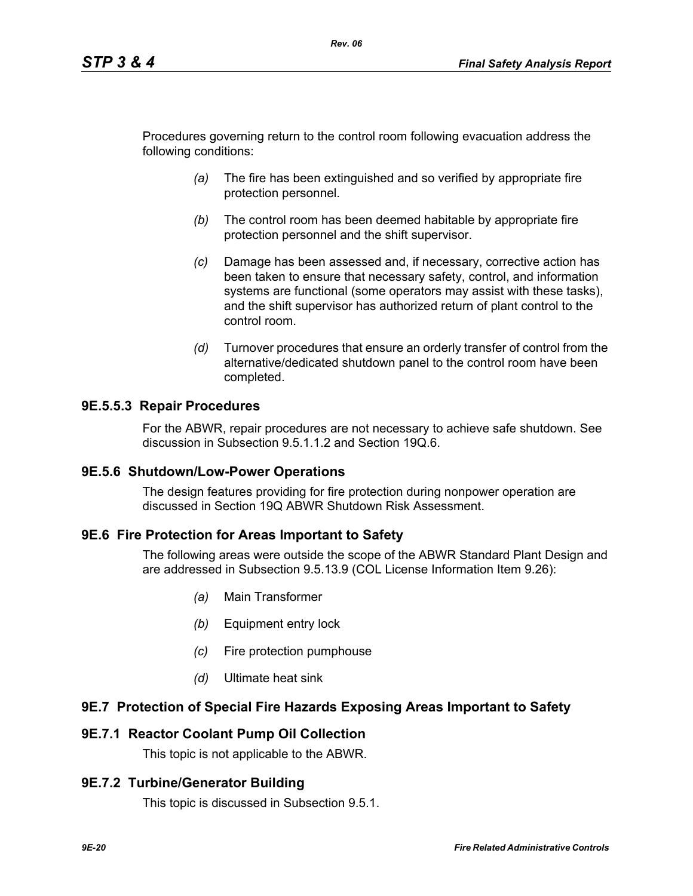Procedures governing return to the control room following evacuation address the following conditions:

- *(a)* The fire has been extinguished and so verified by appropriate fire protection personnel.
- *(b)* The control room has been deemed habitable by appropriate fire protection personnel and the shift supervisor.
- *(c)* Damage has been assessed and, if necessary, corrective action has been taken to ensure that necessary safety, control, and information systems are functional (some operators may assist with these tasks), and the shift supervisor has authorized return of plant control to the control room.
- *(d)* Turnover procedures that ensure an orderly transfer of control from the alternative/dedicated shutdown panel to the control room have been completed.

### 9E.5.5.3 Repair Procedures

For the ABWR, repair procedures are not necessary to achieve safe shutdown. See discussion in Subsection 9.5.1.1.2 and Section 19Q.6.

### 9E.5.6 Shutdown/Low-Power Operations

The design features providing for fire protection during nonpower operation are discussed in Section 19Q ABWR Shutdown Risk Assessment.

## 9E.6 Fire Protection for Areas Important to Safety

The following areas were outside the scope of the ABWR Standard Plant Design and are addressed in Subsection 9.5.13.9 (COL License Information Item 9.26):

- *(a)* Main Transformer
- *(b)* Equipment entry lock
- *(c)* Fire protection pumphouse
- *(d)* Ultimate heat sink

## 9E.7 Protection of Special Fire Hazards Exposing Areas Important to Safety

### 9E.7.1 Reactor Coolant Pump Oil Collection

This topic is not applicable to the ABWR.

### 9E.7.2 Turbine/Generator Building

This topic is discussed in Subsection 9.5.1.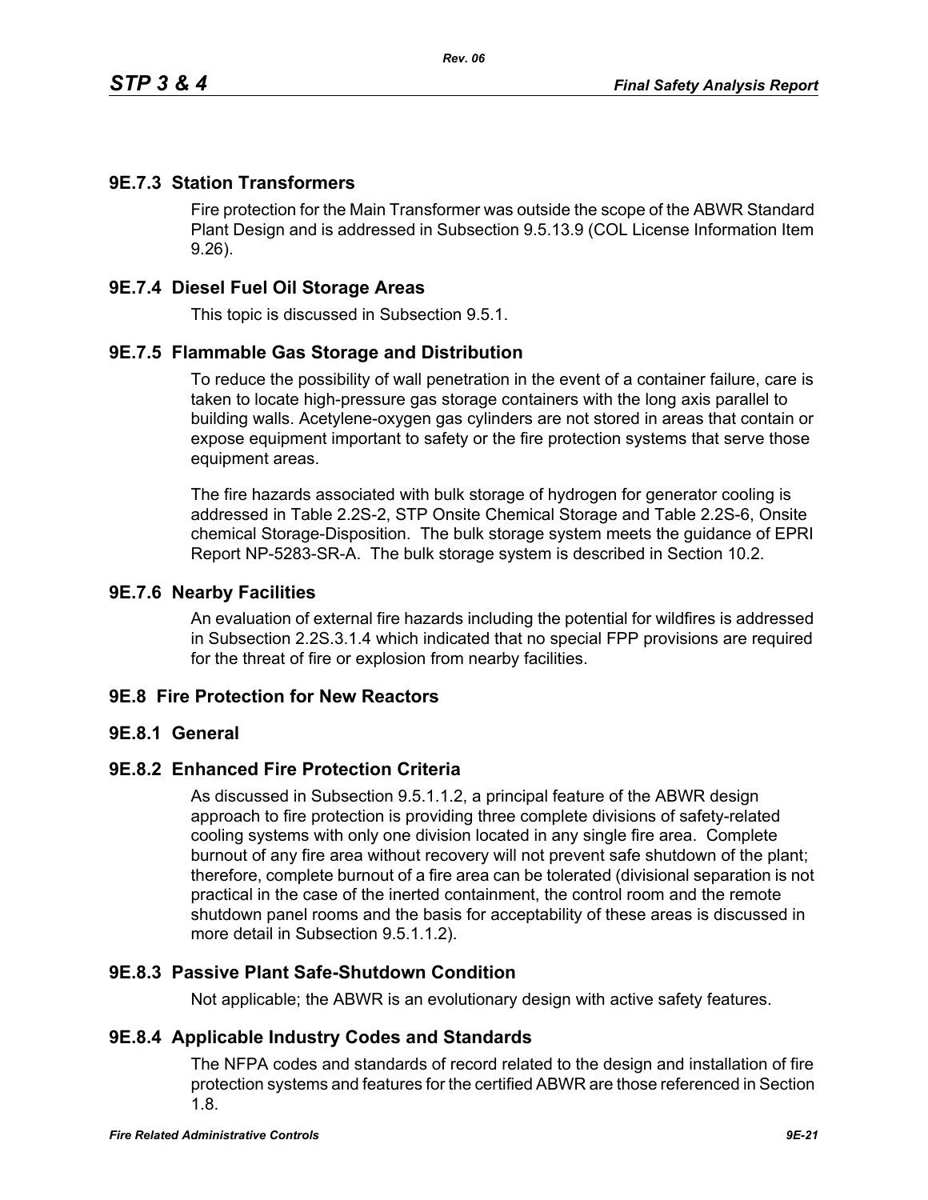### 9E.7.3 Station Transformers

Fire protection for the Main Transformer was outside the scope of the ABWR Standard Plant Design and is addressed in Subsection 9.5.13.9 (COL License Information Item 9.26).

### 9E.7.4 Diesel Fuel Oil Storage Areas

This topic is discussed in Subsection 9.5.1.

### 9E.7.5 Flammable Gas Storage and Distribution

To reduce the possibility of wall penetration in the event of a container failure, care is taken to locate high-pressure gas storage containers with the long axis parallel to building walls. Acetylene-oxygen gas cylinders are not stored in areas that contain or expose equipment important to safety or the fire protection systems that serve those equipment areas.

The fire hazards associated with bulk storage of hydrogen for generator cooling is addressed in Table 2.2S-2, STP Onsite Chemical Storage and Table 2.2S-6, Onsite chemical Storage-Disposition. The bulk storage system meets the guidance of EPRI Report NP-5283-SR-A. The bulk storage system is described in Section 10.2.

### 9E.7.6 Nearby Facilities

An evaluation of external fire hazards including the potential for wildfires is addressed in Subsection 2.2S.3.1.4 which indicated that no special FPP provisions are required for the threat of fire or explosion from nearby facilities.

## 9E.8 Fire Protection for New Reactors

### 9E.8.1 General

### 9E.8.2 Enhanced Fire Protection Criteria

As discussed in Subsection 9.5.1.1.2, a principal feature of the ABWR design approach to fire protection is providing three complete divisions of safety-related cooling systems with only one division located in any single fire area. Complete burnout of any fire area without recovery will not prevent safe shutdown of the plant; therefore, complete burnout of a fire area can be tolerated (divisional separation is not practical in the case of the inerted containment, the control room and the remote shutdown panel rooms and the basis for acceptability of these areas is discussed in more detail in Subsection 9.5.1.1.2).

### 9E.8.3 Passive Plant Safe-Shutdown Condition

Not applicable; the ABWR is an evolutionary design with active safety features.

### 9E.8.4 Applicable Industry Codes and Standards

The NFPA codes and standards of record related to the design and installation of fire protection systems and features for the certified ABWR are those referenced in Section 1.8.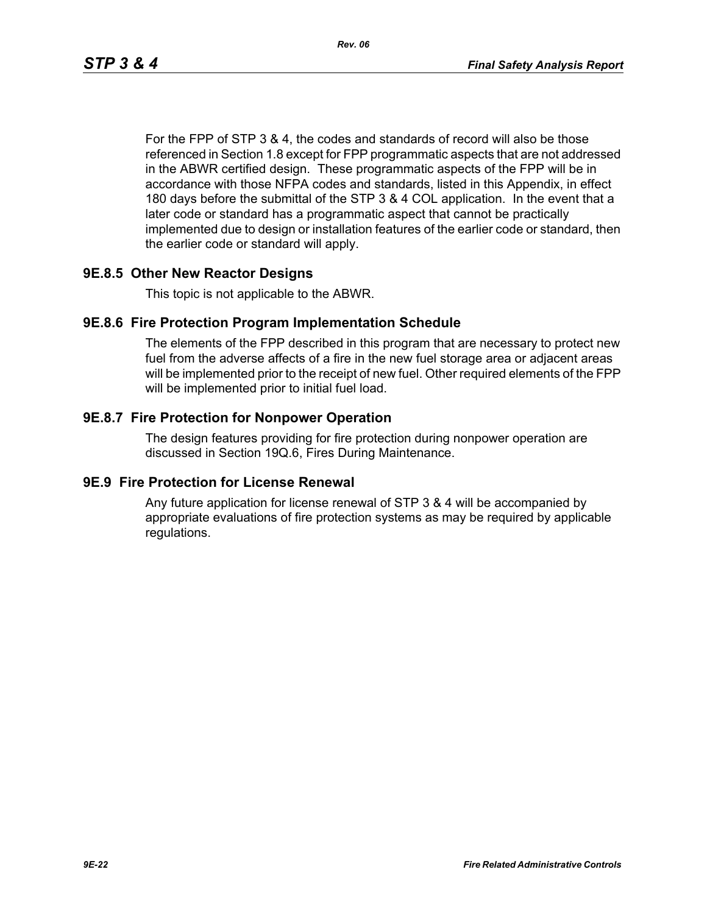For the FPP of STP 3 & 4, the codes and standards of record will also be those referenced in Section 1.8 except for FPP programmatic aspects that are not addressed in the ABWR certified design. These programmatic aspects of the FPP will be in accordance with those NFPA codes and standards, listed in this Appendix, in effect 180 days before the submittal of the STP 3 & 4 COL application. In the event that a later code or standard has a programmatic aspect that cannot be practically implemented due to design or installation features of the earlier code or standard, then the earlier code or standard will apply.

### 9E.8.5 Other New Reactor Designs

This topic is not applicable to the ABWR.

### 9E.8.6 Fire Protection Program Implementation Schedule

The elements of the FPP described in this program that are necessary to protect new fuel from the adverse affects of a fire in the new fuel storage area or adjacent areas will be implemented prior to the receipt of new fuel. Other required elements of the FPP will be implemented prior to initial fuel load.

### 9E.8.7 Fire Protection for Nonpower Operation

The design features providing for fire protection during nonpower operation are discussed in Section 19Q.6, Fires During Maintenance.

## 9E.9 Fire Protection for License Renewal

Any future application for license renewal of STP 3 & 4 will be accompanied by appropriate evaluations of fire protection systems as may be required by applicable regulations.